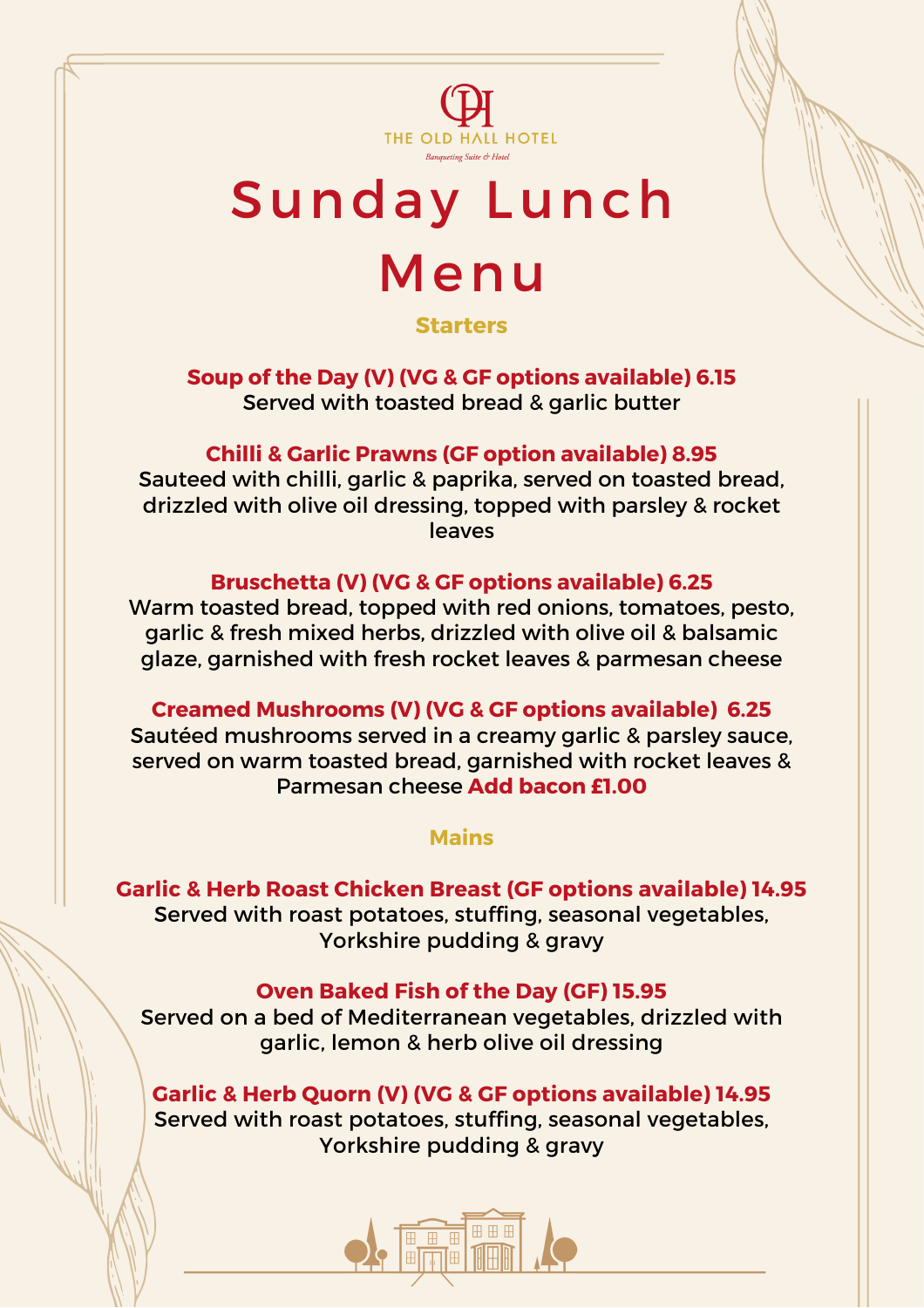THE OLD HALL HOTEL

*Banqueting Suite & Hotel*

# Sunday Lunch Menu

## Starters

**Soup of the Day (V) (VG & GF options available) 6.15**
Served with toasted bread & garlic butter

**Chilli & Garlic Prawns (GF option available) 8.95**
Sauteed with chilli, garlic & paprika, served on toasted bread, drizzled with olive oil dressing, topped with parsley & rocket leaves

**Bruschetta (V) (VG & GF options available) 6.25**
Warm toasted bread, topped with red onions, tomatoes, pesto, garlic & fresh mixed herbs, drizzled with olive oil & balsamic glaze, garnished with fresh rocket leaves & parmesan cheese

**Creamed Mushrooms (V) (VG & GF options available) 6.25**
Sautéed mushrooms served in a creamy garlic & parsley sauce, served on warm toasted bread, garnished with rocket leaves & Parmesan cheese **Add bacon £1.00**

## Mains

**Garlic & Herb Roast Chicken Breast (GF options available) 14.95**
Served with roast potatoes, stuffing, seasonal vegetables, Yorkshire pudding & gravy

**Oven Baked Fish of the Day (GF) 15.95**
Served on a bed of Mediterranean vegetables, drizzled with garlic, lemon & herb olive oil dressing

**Garlic & Herb Quorn (V) (VG & GF options available) 14.95**
Served with roast potatoes, stuffing, seasonal vegetables, Yorkshire pudding & gravy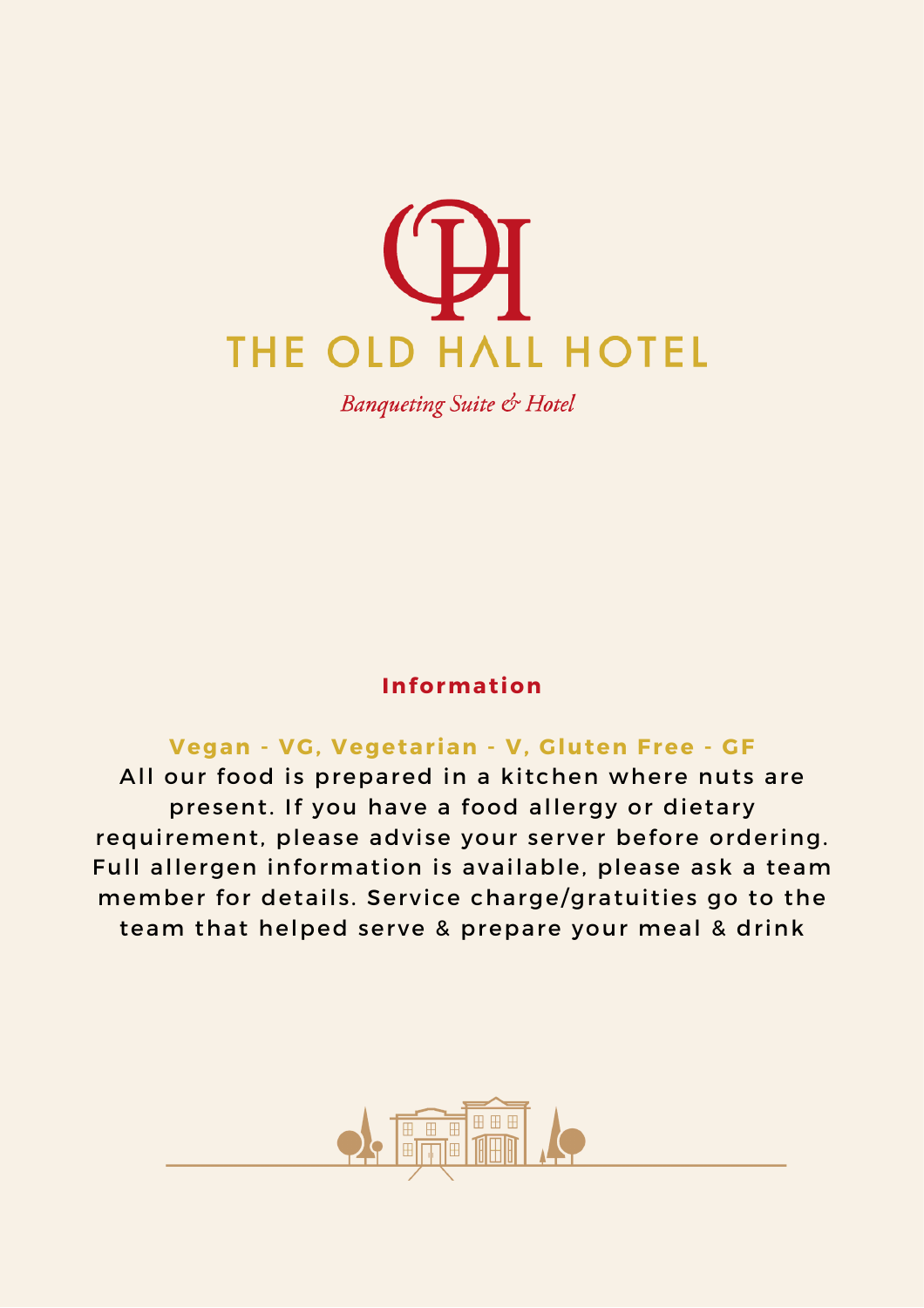# THE OLD HALL HOTEL

*Banqueting Suite & Hotel*

## Information

**Vegan - VG, Vegetarian - V, Gluten Free - GF**

All our food is prepared in a kitchen where nuts are present. If you have a food allergy or dietary requirement, please advise your server before ordering. Full allergen information is available, please ask a team member for details. Service charge/gratuities go to the team that helped serve & prepare your meal & drink